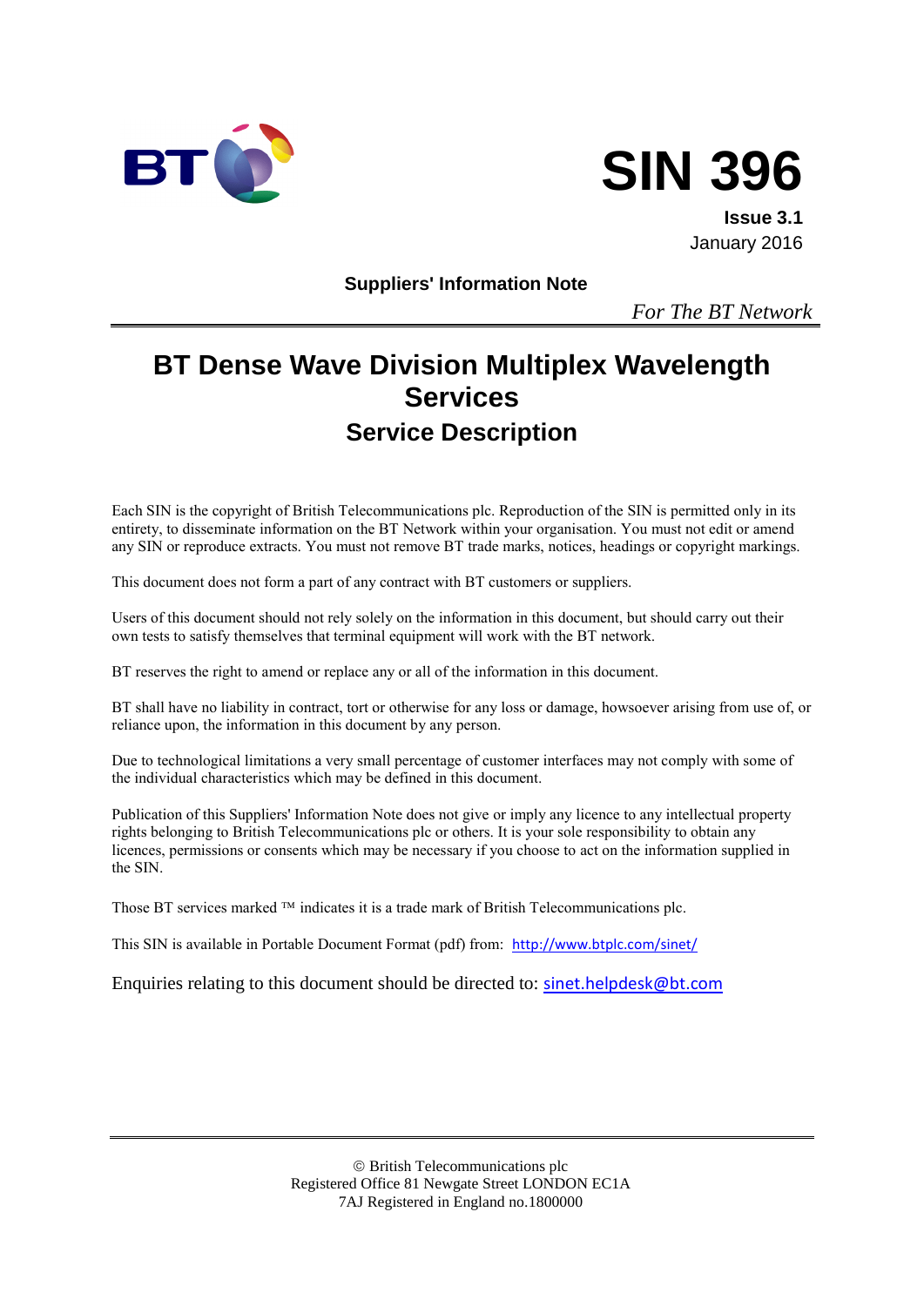# SIN 396

**Issue 3.1**

January 2016

**Suppliers' Information Note**

*For The BT Network*

# BT Dense Wave Division Multiplex Wavelength Services

## Service Description

Each SIN is the copyright of British Telecommunications plc. Reproduction of the SIN is permitted only in its entirety, to disseminate information on the BT Network within your organisation. You must not edit or amend any SIN or reproduce extracts. You must not remove BT trade marks, notices, headings or copyright markings.

This document does not form a part of any contract with BT customers or suppliers.

Users of this document should not rely solely on the information in this document, but should carry out their own tests to satisfy themselves that terminal equipment will work with the BT network.

BT reserves the right to amend or replace any or all of the information in this document.

BT shall have no liability in contract, tort or otherwise for any loss or damage, howsoever arising from use of, or reliance upon, the information in this document by any person.

Due to technological limitations a very small percentage of customer interfaces may not comply with some of the individual characteristics which may be defined in this document.

Publication of this Suppliers' Information Note does not give or imply any licence to any intellectual property rights belonging to British Telecommunications plc or others. It is your sole responsibility to obtain any licences, permissions or consents which may be necessary if you choose to act on the information supplied in the SIN.

Those BT services marked ™ indicates it is a trade mark of British Telecommunications plc.

This SIN is available in Portable Document Format (pdf) from: http://www.btplc.com/sinet/

Enquiries relating to this document should be directed to: sinet.helpdesk@bt.com

© British Telecommunications plc
Registered Office 81 Newgate Street LONDON EC1A 7AJ Registered in England no.1800000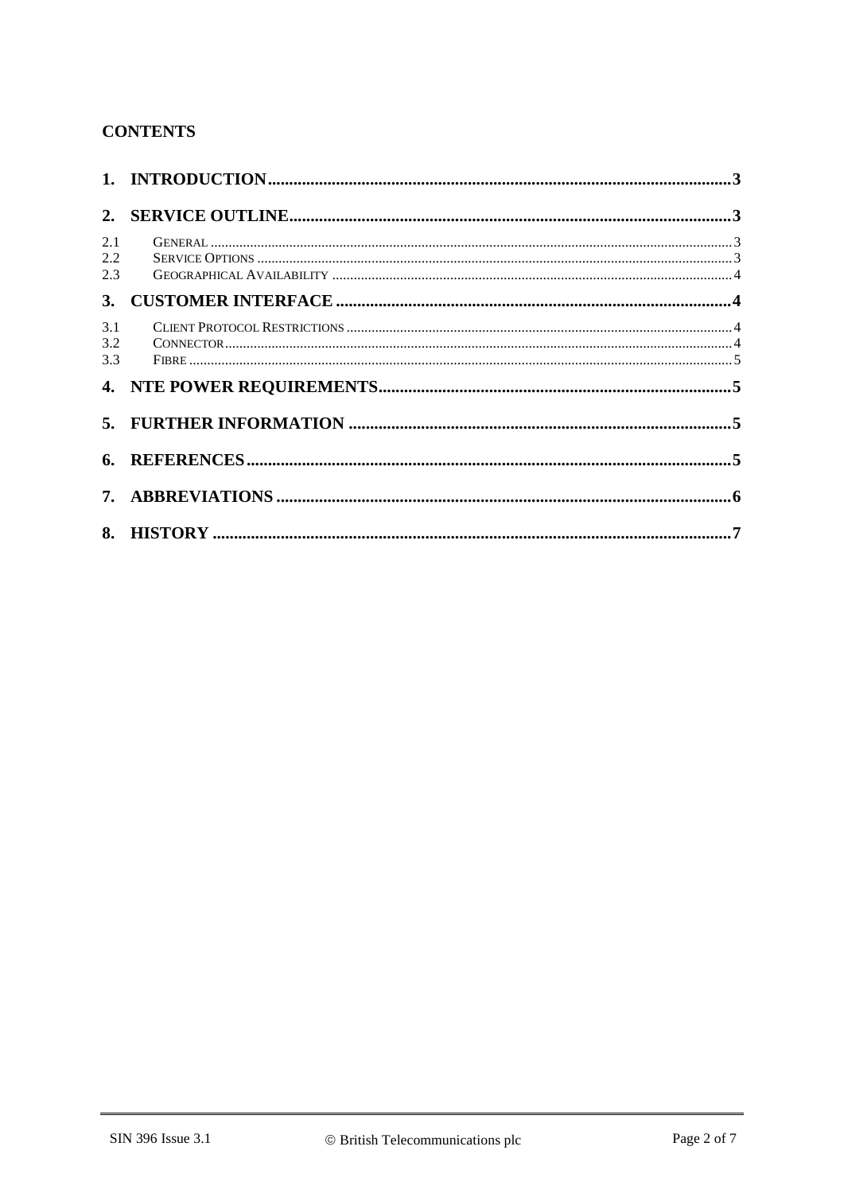**CONTENTS**

| | | |
|---|---|---|
| **1.** | **INTRODUCTION** | **3** |
| **2.** | **SERVICE OUTLINE** | **3** |
| 2.1 | GENERAL | 3 |
| 2.2 | SERVICE OPTIONS | 3 |
| 2.3 | GEOGRAPHICAL AVAILABILITY | 4 |
| **3.** | **CUSTOMER INTERFACE** | **4** |
| 3.1 | CLIENT PROTOCOL RESTRICTIONS | 4 |
| 3.2 | CONNECTOR | 4 |
| 3.3 | FIBRE | 5 |
| **4.** | **NTE POWER REQUIREMENTS** | **5** |
| **5.** | **FURTHER INFORMATION** | **5** |
| **6.** | **REFERENCES** | **5** |
| **7.** | **ABBREVIATIONS** | **6** |
| **8.** | **HISTORY** | **7** |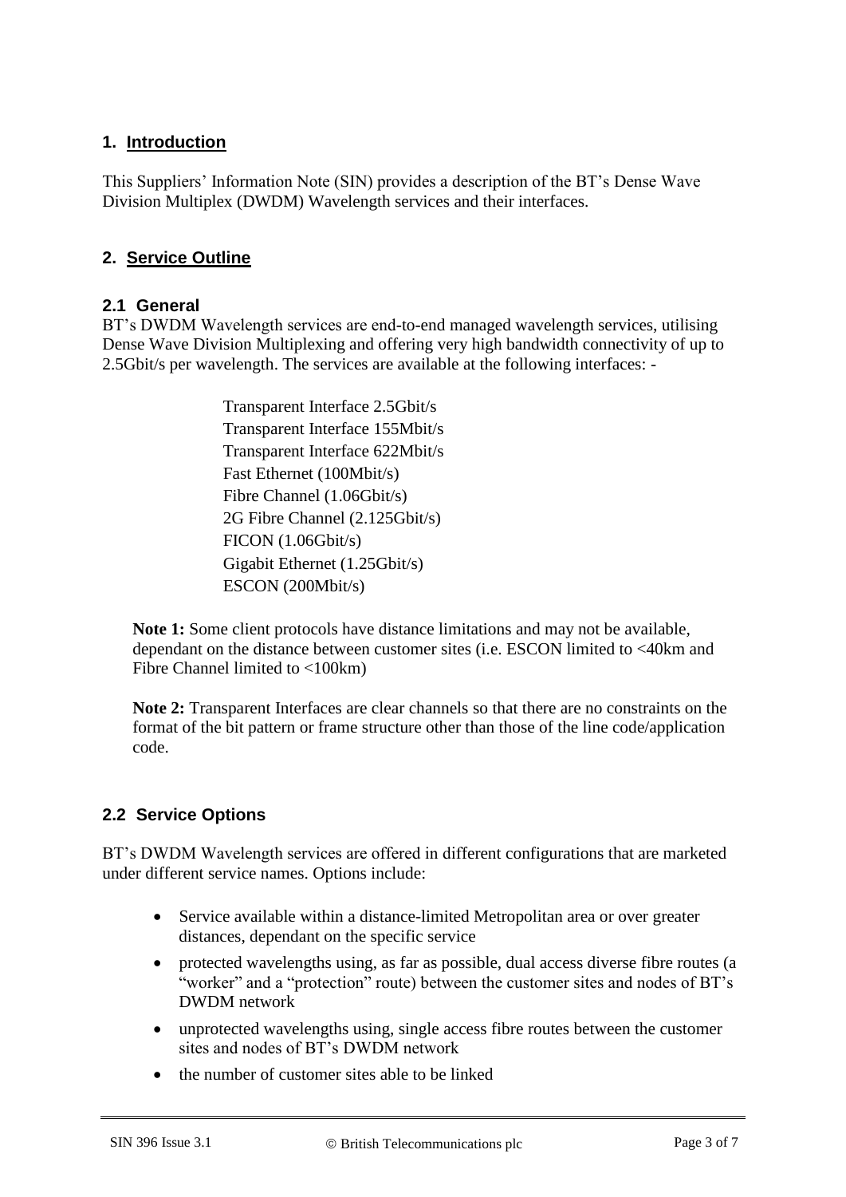## 1. Introduction

This Suppliers' Information Note (SIN) provides a description of the BT's Dense Wave Division Multiplex (DWDM) Wavelength services and their interfaces.

## 2. Service Outline

### 2.1 General

BT's DWDM Wavelength services are end-to-end managed wavelength services, utilising Dense Wave Division Multiplexing and offering very high bandwidth connectivity of up to 2.5Gbit/s per wavelength. The services are available at the following interfaces: -

Transparent Interface 2.5Gbit/s
Transparent Interface 155Mbit/s
Transparent Interface 622Mbit/s
Fast Ethernet (100Mbit/s)
Fibre Channel (1.06Gbit/s)
2G Fibre Channel (2.125Gbit/s)
FICON (1.06Gbit/s)
Gigabit Ethernet (1.25Gbit/s)
ESCON (200Mbit/s)

**Note 1:** Some client protocols have distance limitations and may not be available, dependant on the distance between customer sites (i.e. ESCON limited to <40km and Fibre Channel limited to <100km)

**Note 2:** Transparent Interfaces are clear channels so that there are no constraints on the format of the bit pattern or frame structure other than those of the line code/application code.

### 2.2 Service Options

BT's DWDM Wavelength services are offered in different configurations that are marketed under different service names. Options include:

- Service available within a distance-limited Metropolitan area or over greater distances, dependant on the specific service
- protected wavelengths using, as far as possible, dual access diverse fibre routes (a "worker" and a "protection" route) between the customer sites and nodes of BT's DWDM network
- unprotected wavelengths using, single access fibre routes between the customer sites and nodes of BT's DWDM network
- the number of customer sites able to be linked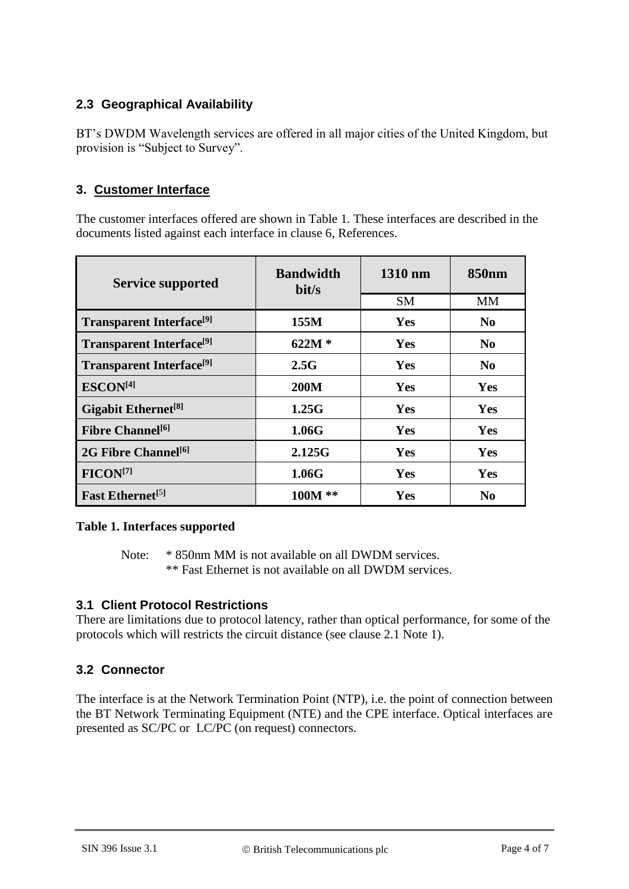### 2.3 Geographical Availability

BT's DWDM Wavelength services are offered in all major cities of the United Kingdom, but provision is "Subject to Survey".

## 3. Customer Interface

The customer interfaces offered are shown in Table 1. These interfaces are described in the documents listed against each interface in clause 6, References.

| Service supported | Bandwidth bit/s | 1310 nm | 850nm |
|---|---|---|---|
| | | SM | MM |
| **Transparent Interface[9]** | **155M** | **Yes** | **No** |
| **Transparent Interface[9]** | **622M *** | **Yes** | **No** |
| **Transparent Interface[9]** | **2.5G** | **Yes** | **No** |
| **ESCON[4]** | **200M** | **Yes** | **Yes** |
| **Gigabit Ethernet[8]** | **1.25G** | **Yes** | **Yes** |
| **Fibre Channel[6]** | **1.06G** | **Yes** | **Yes** |
| **2G Fibre Channel[6]** | **2.125G** | **Yes** | **Yes** |
| **FICON[7]** | **1.06G** | **Yes** | **Yes** |
| **Fast Ethernet[5]** | **100M **** | **Yes** | **No** |

**Table 1. Interfaces supported**

Note: * 850nm MM is not available on all DWDM services.
** Fast Ethernet is not available on all DWDM services.

### 3.1 Client Protocol Restrictions

There are limitations due to protocol latency, rather than optical performance, for some of the protocols which will restricts the circuit distance (see clause 2.1 Note 1).

### 3.2 Connector

The interface is at the Network Termination Point (NTP), i.e. the point of connection between the BT Network Terminating Equipment (NTE) and the CPE interface. Optical interfaces are presented as SC/PC or LC/PC (on request) connectors.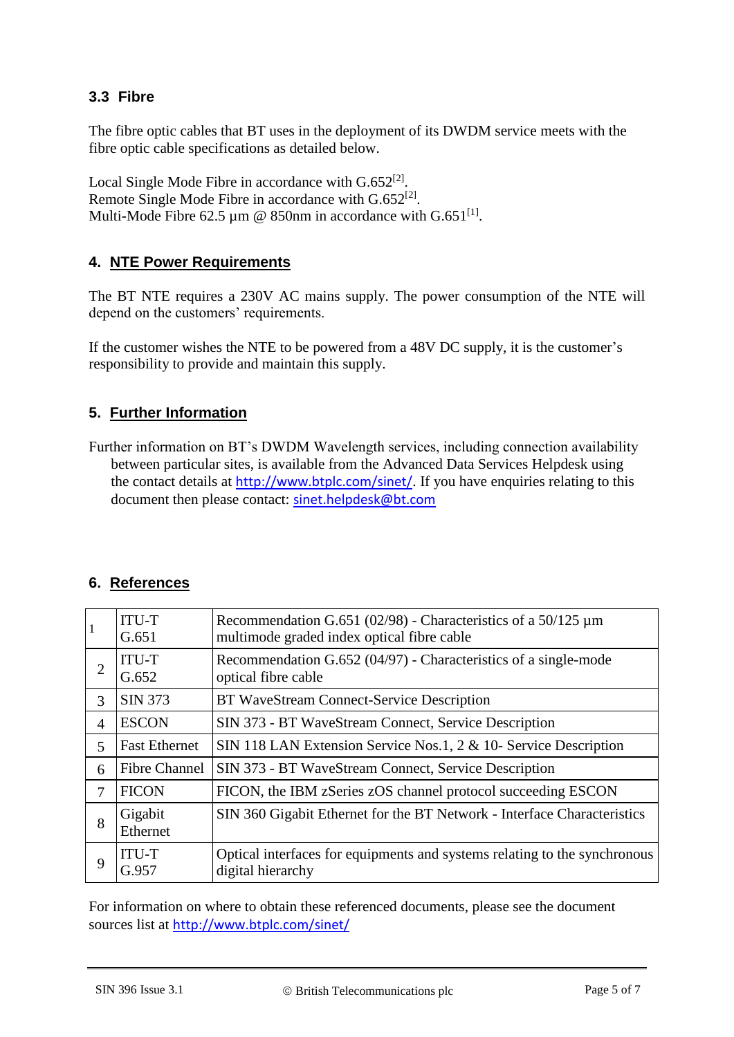### 3.3 Fibre

The fibre optic cables that BT uses in the deployment of its DWDM service meets with the fibre optic cable specifications as detailed below.

Local Single Mode Fibre in accordance with G.652[2].
Remote Single Mode Fibre in accordance with G.652[2].
Multi-Mode Fibre 62.5 µm @ 850nm in accordance with G.651[1].

## 4. NTE Power Requirements

The BT NTE requires a 230V AC mains supply. The power consumption of the NTE will depend on the customers' requirements.

If the customer wishes the NTE to be powered from a 48V DC supply, it is the customer's responsibility to provide and maintain this supply.

## 5. Further Information

Further information on BT's DWDM Wavelength services, including connection availability between particular sites, is available from the Advanced Data Services Helpdesk using the contact details at http://www.btplc.com/sinet/. If you have enquiries relating to this document then please contact: sinet.helpdesk@bt.com

## 6. References

| | | |
|---|---|---|
| 1 | ITU-T G.651 | Recommendation G.651 (02/98) - Characteristics of a 50/125 µm multimode graded index optical fibre cable |
| 2 | ITU-T G.652 | Recommendation G.652 (04/97) - Characteristics of a single-mode optical fibre cable |
| 3 | SIN 373 | BT WaveStream Connect-Service Description |
| 4 | ESCON | SIN 373 - BT WaveStream Connect, Service Description |
| 5 | Fast Ethernet | SIN 118 LAN Extension Service Nos.1, 2 & 10- Service Description |
| 6 | Fibre Channel | SIN 373 - BT WaveStream Connect, Service Description |
| 7 | FICON | FICON, the IBM zSeries zOS channel protocol succeeding ESCON |
| 8 | Gigabit Ethernet | SIN 360 Gigabit Ethernet for the BT Network - Interface Characteristics |
| 9 | ITU-T G.957 | Optical interfaces for equipments and systems relating to the synchronous digital hierarchy |

For information on where to obtain these referenced documents, please see the document sources list at http://www.btplc.com/sinet/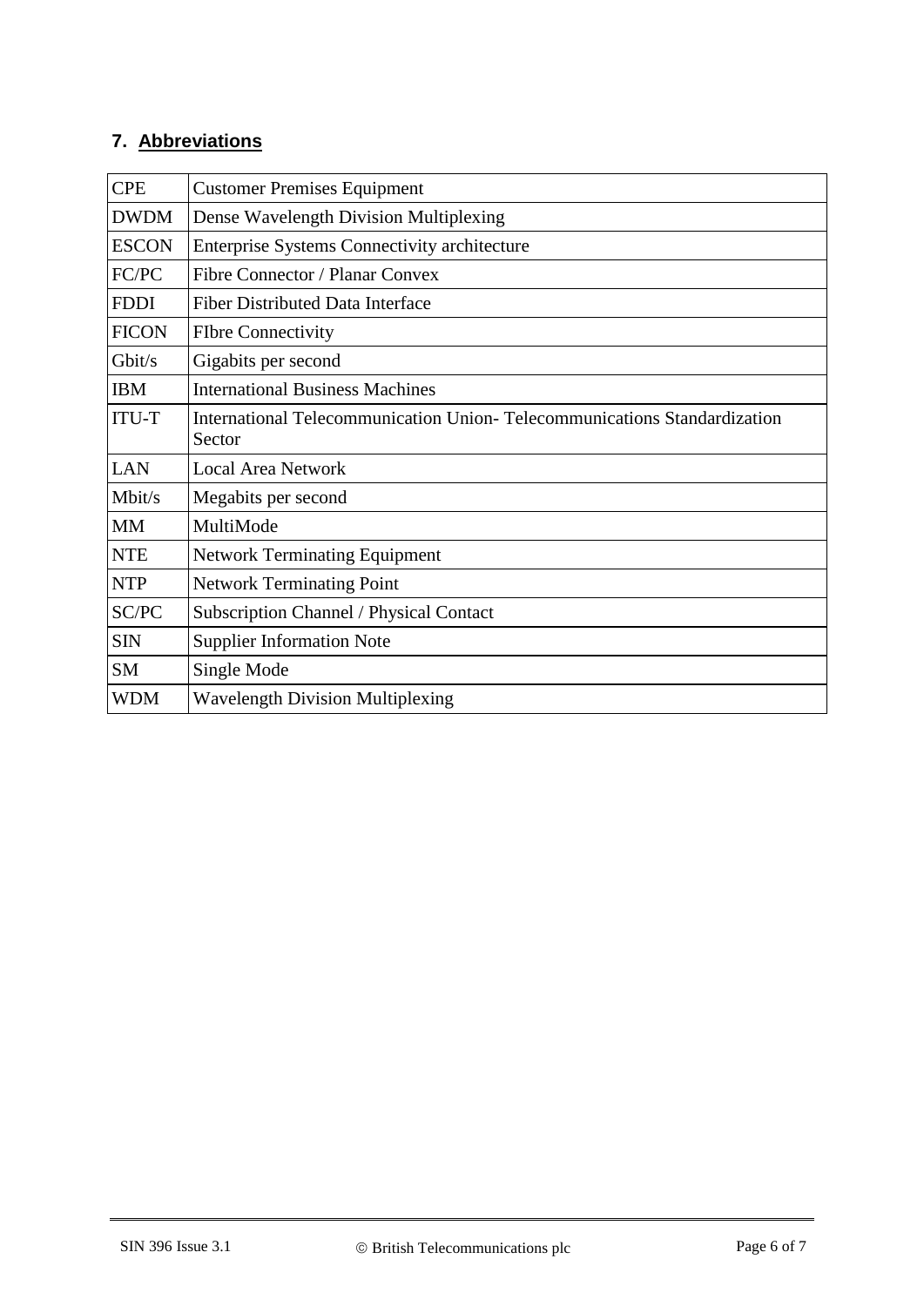## 7. Abbreviations

| | |
|---|---|
| CPE | Customer Premises Equipment |
| DWDM | Dense Wavelength Division Multiplexing |
| ESCON | Enterprise Systems Connectivity architecture |
| FC/PC | Fibre Connector / Planar Convex |
| FDDI | Fiber Distributed Data Interface |
| FICON | FIbre Connectivity |
| Gbit/s | Gigabits per second |
| IBM | International Business Machines |
| ITU-T | International Telecommunication Union- Telecommunications Standardization Sector |
| LAN | Local Area Network |
| Mbit/s | Megabits per second |
| MM | MultiMode |
| NTE | Network Terminating Equipment |
| NTP | Network Terminating Point |
| SC/PC | Subscription Channel / Physical Contact |
| SIN | Supplier Information Note |
| SM | Single Mode |
| WDM | Wavelength Division Multiplexing |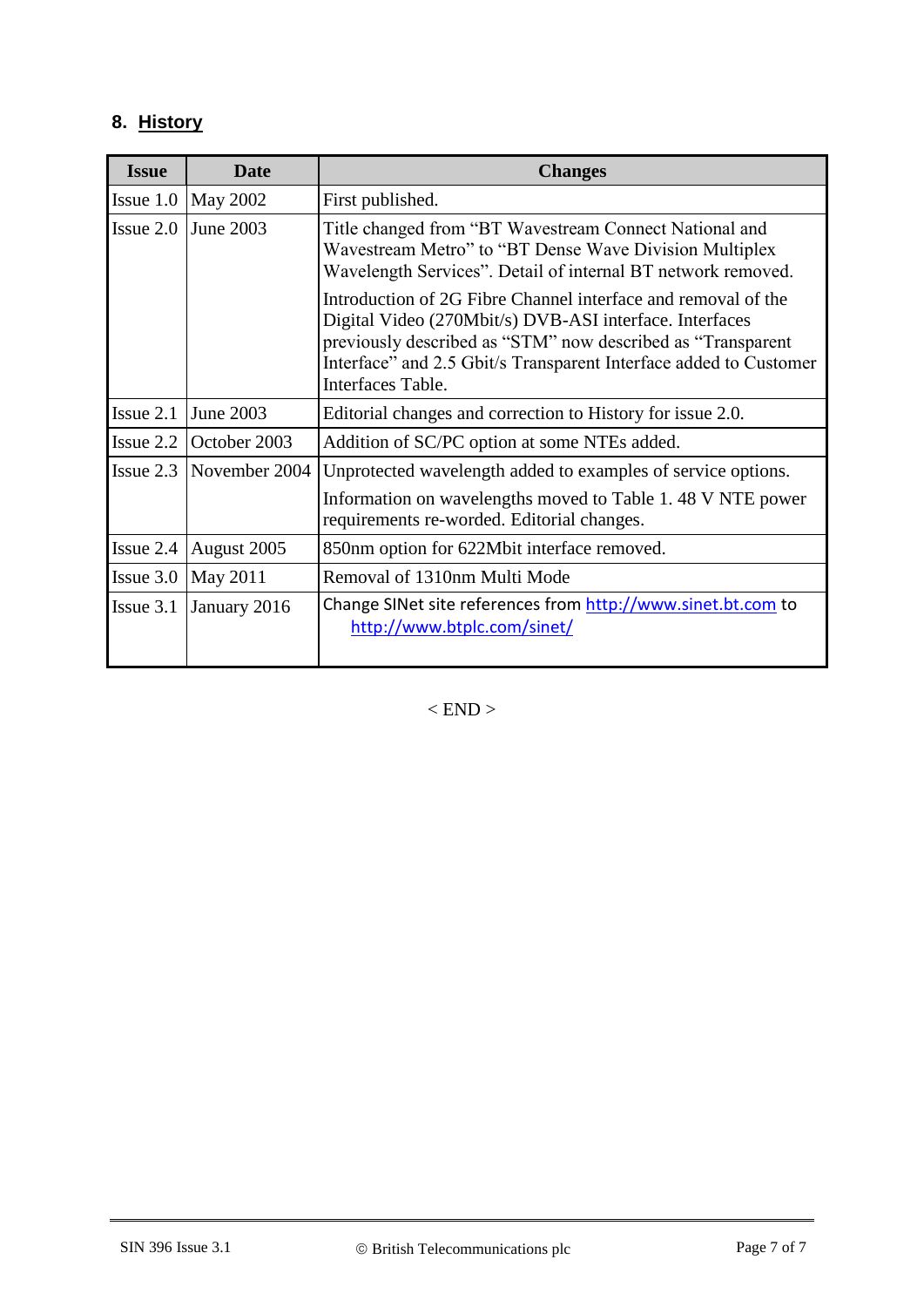## 8. History

| Issue | Date | Changes |
|---|---|---|
| Issue 1.0 | May 2002 | First published. |
| Issue 2.0 | June 2003 | Title changed from "BT Wavestream Connect National and Wavestream Metro" to "BT Dense Wave Division Multiplex Wavelength Services". Detail of internal BT network removed.<br><br>Introduction of 2G Fibre Channel interface and removal of the Digital Video (270Mbit/s) DVB-ASI interface. Interfaces previously described as "STM" now described as "Transparent Interface" and 2.5 Gbit/s Transparent Interface added to Customer Interfaces Table. |
| Issue 2.1 | June 2003 | Editorial changes and correction to History for issue 2.0. |
| Issue 2.2 | October 2003 | Addition of SC/PC option at some NTEs added. |
| Issue 2.3 | November 2004 | Unprotected wavelength added to examples of service options.<br><br>Information on wavelengths moved to Table 1. 48 V NTE power requirements re-worded. Editorial changes. |
| Issue 2.4 | August 2005 | 850nm option for 622Mbit interface removed. |
| Issue 3.0 | May 2011 | Removal of 1310nm Multi Mode |
| Issue 3.1 | January 2016 | Change SINet site references from http://www.sinet.bt.com to http://www.btplc.com/sinet/ |

< END >